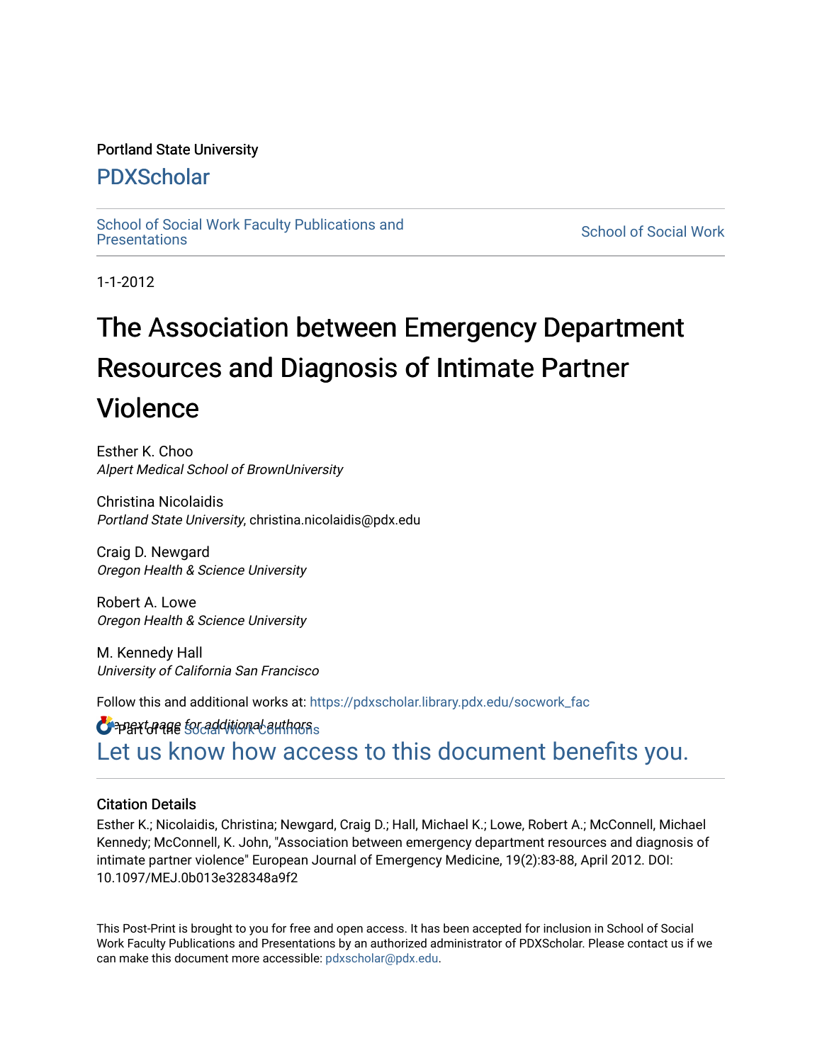Portland State University

# PDXScholar

School of Social Work Faculty Publications and Presentations

School of Social Work

1-1-2012

# The Association between Emergency Department Resources and Diagnosis of Intimate Partner Violence

Esther K. Choo
*Alpert Medical School of BrownUniversity*

Christina Nicolaidis
*Portland State University*, christina.nicolaidis@pdx.edu

Craig D. Newgard
*Oregon Health & Science University*

Robert A. Lowe
*Oregon Health & Science University*

M. Kennedy Hall
*University of California San Francisco*

Follow this and additional works at: https://pdxscholar.library.pdx.edu/socwork_fac

Part of the Social Work Commons

See next page for additional authors

Let us know how access to this document benefits you.

## Citation Details

Esther K.; Nicolaidis, Christina; Newgard, Craig D.; Hall, Michael K.; Lowe, Robert A.; McConnell, Michael Kennedy; McConnell, K. John, "Association between emergency department resources and diagnosis of intimate partner violence" European Journal of Emergency Medicine, 19(2):83-88, April 2012. DOI: 10.1097/MEJ.0b013e328348a9f2

This Post-Print is brought to you for free and open access. It has been accepted for inclusion in School of Social Work Faculty Publications and Presentations by an authorized administrator of PDXScholar. Please contact us if we can make this document more accessible: pdxscholar@pdx.edu.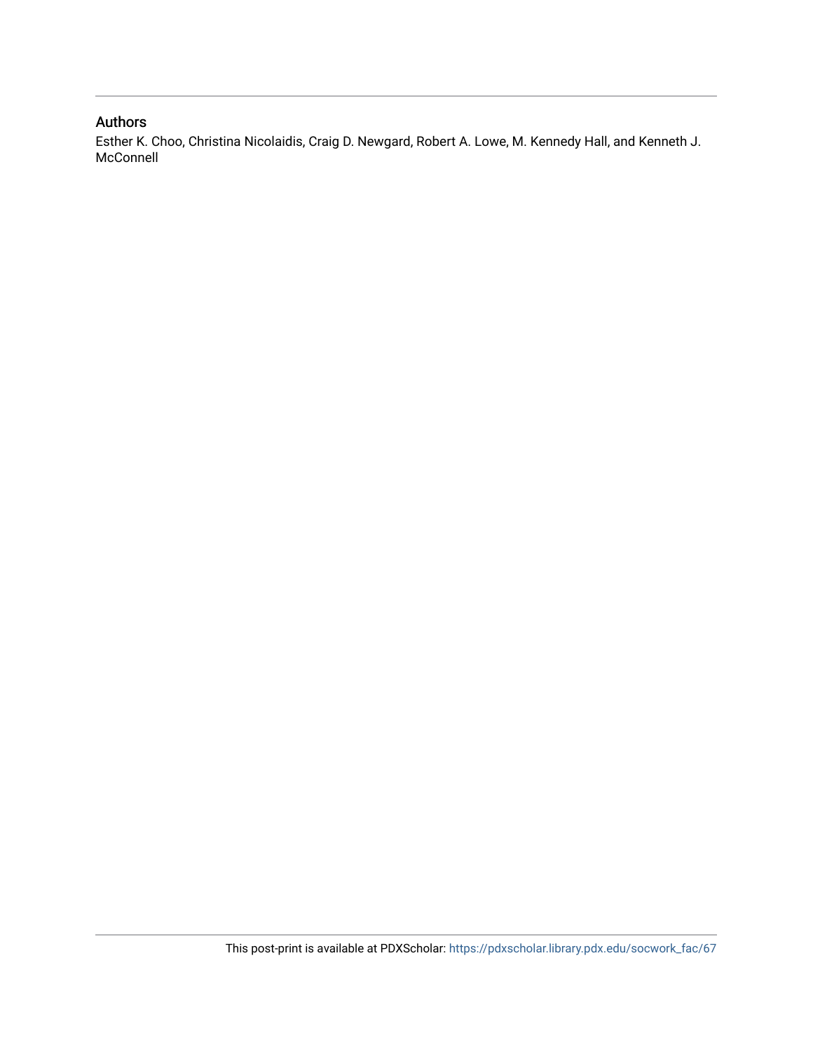## Authors

Esther K. Choo, Christina Nicolaidis, Craig D. Newgard, Robert A. Lowe, M. Kennedy Hall, and Kenneth J. McConnell

This post-print is available at PDXScholar: https://pdxscholar.library.pdx.edu/socwork_fac/67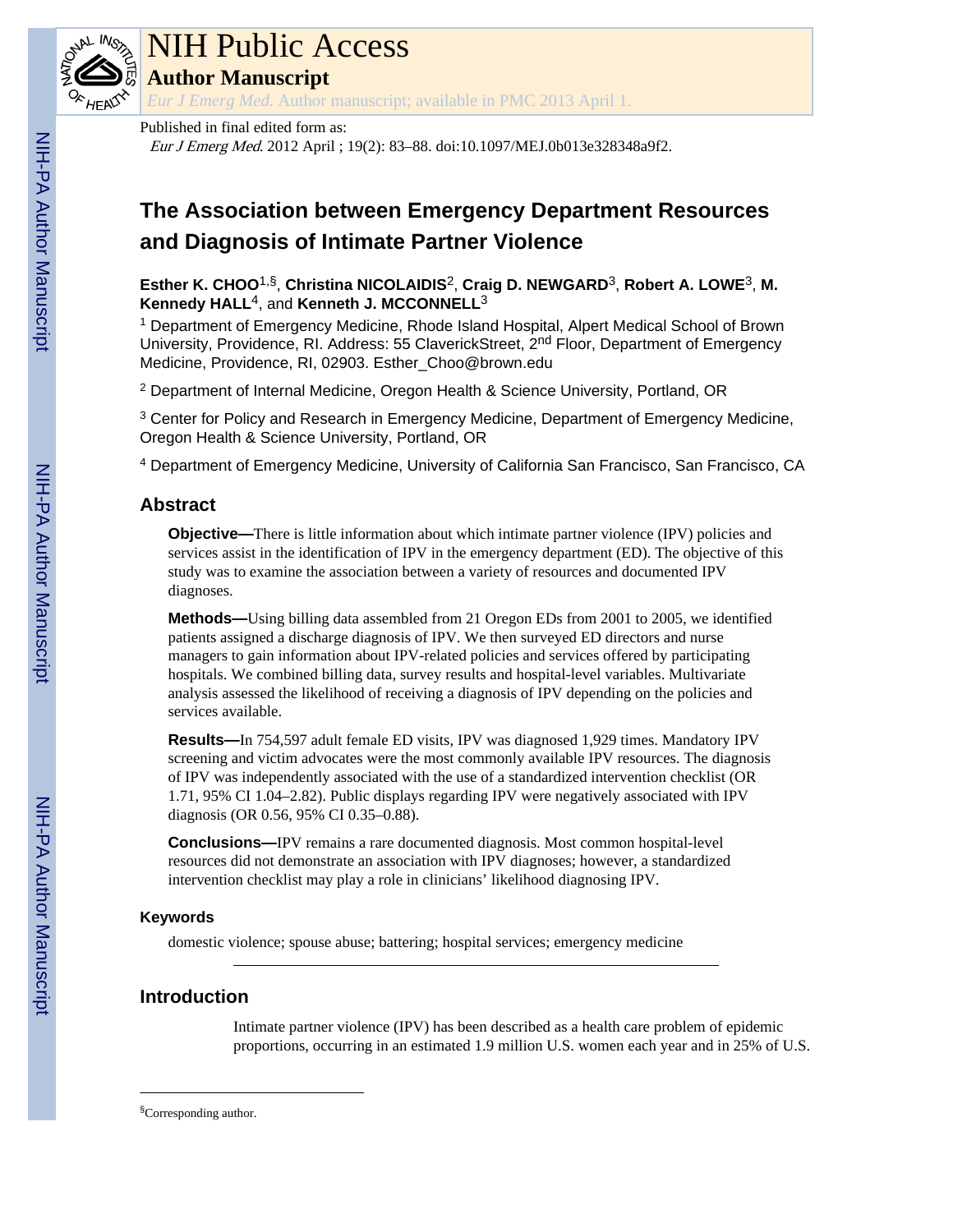# NIH Public Access

## Author Manuscript

*Eur J Emerg Med.* Author manuscript; available in PMC 2013 April 1.

Published in final edited form as:

*Eur J Emerg Med.* 2012 April ; 19(2): 83–88. doi:10.1097/MEJ.0b013e328348a9f2.

# The Association between Emergency Department Resources and Diagnosis of Intimate Partner Violence

**Esther K. CHOO**[1,§], **Christina NICOLAIDIS**[2], **Craig D. NEWGARD**[3], **Robert A. LOWE**[3], **M. Kennedy HALL**[4], and **Kenneth J. MCCONNELL**[3]

[1] Department of Emergency Medicine, Rhode Island Hospital, Alpert Medical School of Brown University, Providence, RI. Address: 55 ClaverickStreet, 2nd Floor, Department of Emergency Medicine, Providence, RI, 02903. Esther_Choo@brown.edu

[2] Department of Internal Medicine, Oregon Health & Science University, Portland, OR

[3] Center for Policy and Research in Emergency Medicine, Department of Emergency Medicine, Oregon Health & Science University, Portland, OR

[4] Department of Emergency Medicine, University of California San Francisco, San Francisco, CA

## Abstract

**Objective—**There is little information about which intimate partner violence (IPV) policies and services assist in the identification of IPV in the emergency department (ED). The objective of this study was to examine the association between a variety of resources and documented IPV diagnoses.

**Methods—**Using billing data assembled from 21 Oregon EDs from 2001 to 2005, we identified patients assigned a discharge diagnosis of IPV. We then surveyed ED directors and nurse managers to gain information about IPV-related policies and services offered by participating hospitals. We combined billing data, survey results and hospital-level variables. Multivariate analysis assessed the likelihood of receiving a diagnosis of IPV depending on the policies and services available.

**Results—**In 754,597 adult female ED visits, IPV was diagnosed 1,929 times. Mandatory IPV screening and victim advocates were the most commonly available IPV resources. The diagnosis of IPV was independently associated with the use of a standardized intervention checklist (OR 1.71, 95% CI 1.04–2.82). Public displays regarding IPV were negatively associated with IPV diagnosis (OR 0.56, 95% CI 0.35–0.88).

**Conclusions—**IPV remains a rare documented diagnosis. Most common hospital-level resources did not demonstrate an association with IPV diagnoses; however, a standardized intervention checklist may play a role in clinicians' likelihood diagnosing IPV.

### Keywords

domestic violence; spouse abuse; battering; hospital services; emergency medicine

## Introduction

Intimate partner violence (IPV) has been described as a health care problem of epidemic proportions, occurring in an estimated 1.9 million U.S. women each year and in 25% of U.S.

---

§Corresponding author.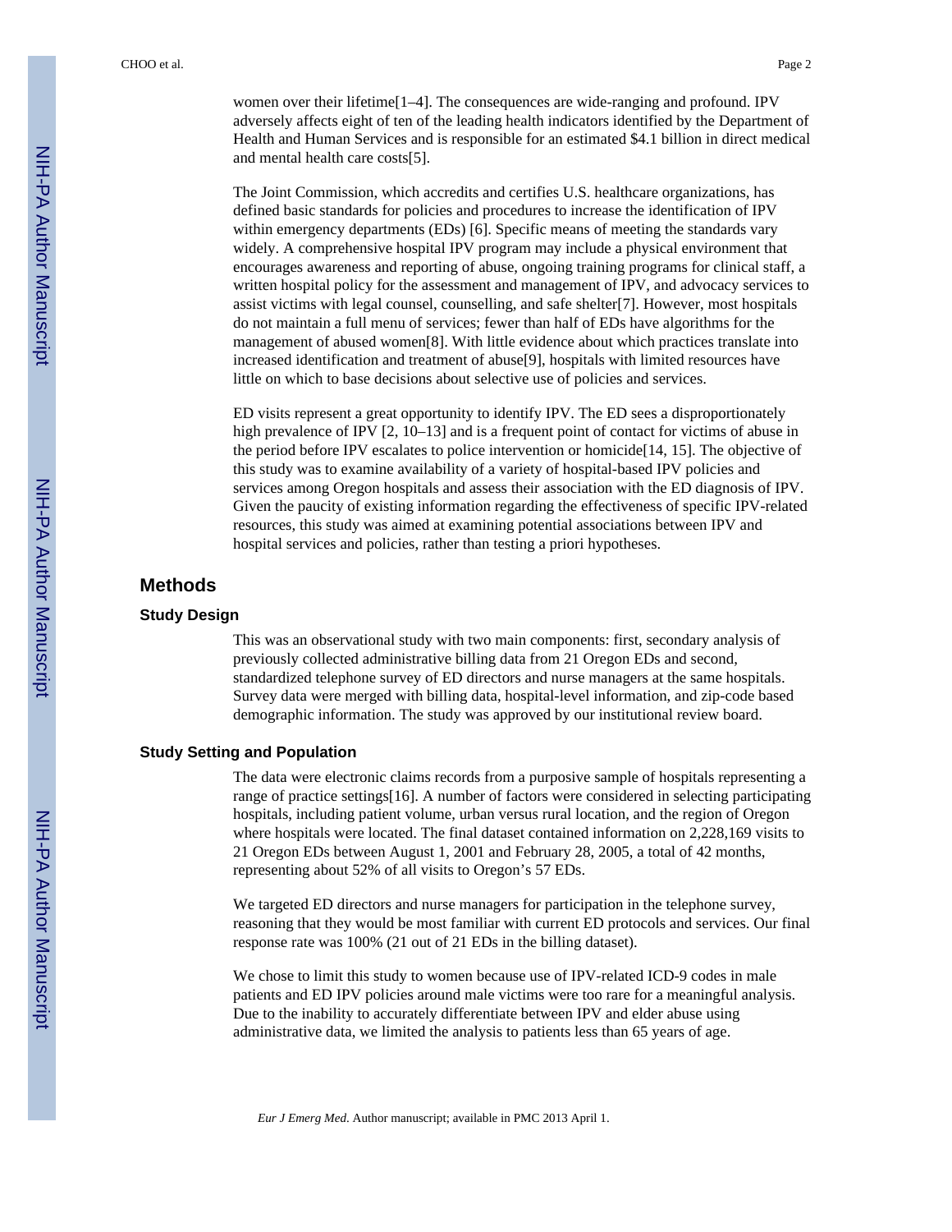women over their lifetime[1–4]. The consequences are wide-ranging and profound. IPV adversely affects eight of ten of the leading health indicators identified by the Department of Health and Human Services and is responsible for an estimated $4.1 billion in direct medical and mental health care costs[5].

The Joint Commission, which accredits and certifies U.S. healthcare organizations, has defined basic standards for policies and procedures to increase the identification of IPV within emergency departments (EDs) [6]. Specific means of meeting the standards vary widely. A comprehensive hospital IPV program may include a physical environment that encourages awareness and reporting of abuse, ongoing training programs for clinical staff, a written hospital policy for the assessment and management of IPV, and advocacy services to assist victims with legal counsel, counselling, and safe shelter[7]. However, most hospitals do not maintain a full menu of services; fewer than half of EDs have algorithms for the management of abused women[8]. With little evidence about which practices translate into increased identification and treatment of abuse[9], hospitals with limited resources have little on which to base decisions about selective use of policies and services.

ED visits represent a great opportunity to identify IPV. The ED sees a disproportionately high prevalence of IPV [2, 10–13] and is a frequent point of contact for victims of abuse in the period before IPV escalates to police intervention or homicide[14, 15]. The objective of this study was to examine availability of a variety of hospital-based IPV policies and services among Oregon hospitals and assess their association with the ED diagnosis of IPV. Given the paucity of existing information regarding the effectiveness of specific IPV-related resources, this study was aimed at examining potential associations between IPV and hospital services and policies, rather than testing a priori hypotheses.

## Methods

### Study Design

This was an observational study with two main components: first, secondary analysis of previously collected administrative billing data from 21 Oregon EDs and second, standardized telephone survey of ED directors and nurse managers at the same hospitals. Survey data were merged with billing data, hospital-level information, and zip-code based demographic information. The study was approved by our institutional review board.

### Study Setting and Population

The data were electronic claims records from a purposive sample of hospitals representing a range of practice settings[16]. A number of factors were considered in selecting participating hospitals, including patient volume, urban versus rural location, and the region of Oregon where hospitals were located. The final dataset contained information on 2,228,169 visits to 21 Oregon EDs between August 1, 2001 and February 28, 2005, a total of 42 months, representing about 52% of all visits to Oregon's 57 EDs.

We targeted ED directors and nurse managers for participation in the telephone survey, reasoning that they would be most familiar with current ED protocols and services. Our final response rate was 100% (21 out of 21 EDs in the billing dataset).

We chose to limit this study to women because use of IPV-related ICD-9 codes in male patients and ED IPV policies around male victims were too rare for a meaningful analysis. Due to the inability to accurately differentiate between IPV and elder abuse using administrative data, we limited the analysis to patients less than 65 years of age.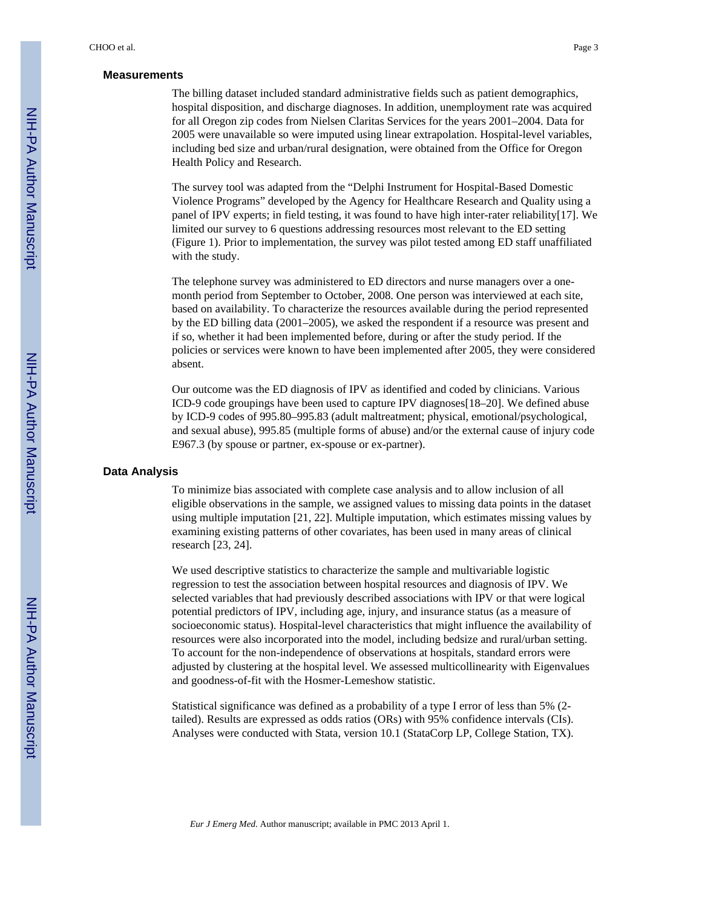## Measurements

The billing dataset included standard administrative fields such as patient demographics, hospital disposition, and discharge diagnoses. In addition, unemployment rate was acquired for all Oregon zip codes from Nielsen Claritas Services for the years 2001–2004. Data for 2005 were unavailable so were imputed using linear extrapolation. Hospital-level variables, including bed size and urban/rural designation, were obtained from the Office for Oregon Health Policy and Research.

The survey tool was adapted from the "Delphi Instrument for Hospital-Based Domestic Violence Programs" developed by the Agency for Healthcare Research and Quality using a panel of IPV experts; in field testing, it was found to have high inter-rater reliability[17]. We limited our survey to 6 questions addressing resources most relevant to the ED setting (Figure 1). Prior to implementation, the survey was pilot tested among ED staff unaffiliated with the study.

The telephone survey was administered to ED directors and nurse managers over a one-month period from September to October, 2008. One person was interviewed at each site, based on availability. To characterize the resources available during the period represented by the ED billing data (2001–2005), we asked the respondent if a resource was present and if so, whether it had been implemented before, during or after the study period. If the policies or services were known to have been implemented after 2005, they were considered absent.

Our outcome was the ED diagnosis of IPV as identified and coded by clinicians. Various ICD-9 code groupings have been used to capture IPV diagnoses[18–20]. We defined abuse by ICD-9 codes of 995.80–995.83 (adult maltreatment; physical, emotional/psychological, and sexual abuse), 995.85 (multiple forms of abuse) and/or the external cause of injury code E967.3 (by spouse or partner, ex-spouse or ex-partner).

## Data Analysis

To minimize bias associated with complete case analysis and to allow inclusion of all eligible observations in the sample, we assigned values to missing data points in the dataset using multiple imputation [21, 22]. Multiple imputation, which estimates missing values by examining existing patterns of other covariates, has been used in many areas of clinical research [23, 24].

We used descriptive statistics to characterize the sample and multivariable logistic regression to test the association between hospital resources and diagnosis of IPV. We selected variables that had previously described associations with IPV or that were logical potential predictors of IPV, including age, injury, and insurance status (as a measure of socioeconomic status). Hospital-level characteristics that might influence the availability of resources were also incorporated into the model, including bedsize and rural/urban setting. To account for the non-independence of observations at hospitals, standard errors were adjusted by clustering at the hospital level. We assessed multicollinearity with Eigenvalues and goodness-of-fit with the Hosmer-Lemeshow statistic.

Statistical significance was defined as a probability of a type I error of less than 5% (2-tailed). Results are expressed as odds ratios (ORs) with 95% confidence intervals (CIs). Analyses were conducted with Stata, version 10.1 (StataCorp LP, College Station, TX).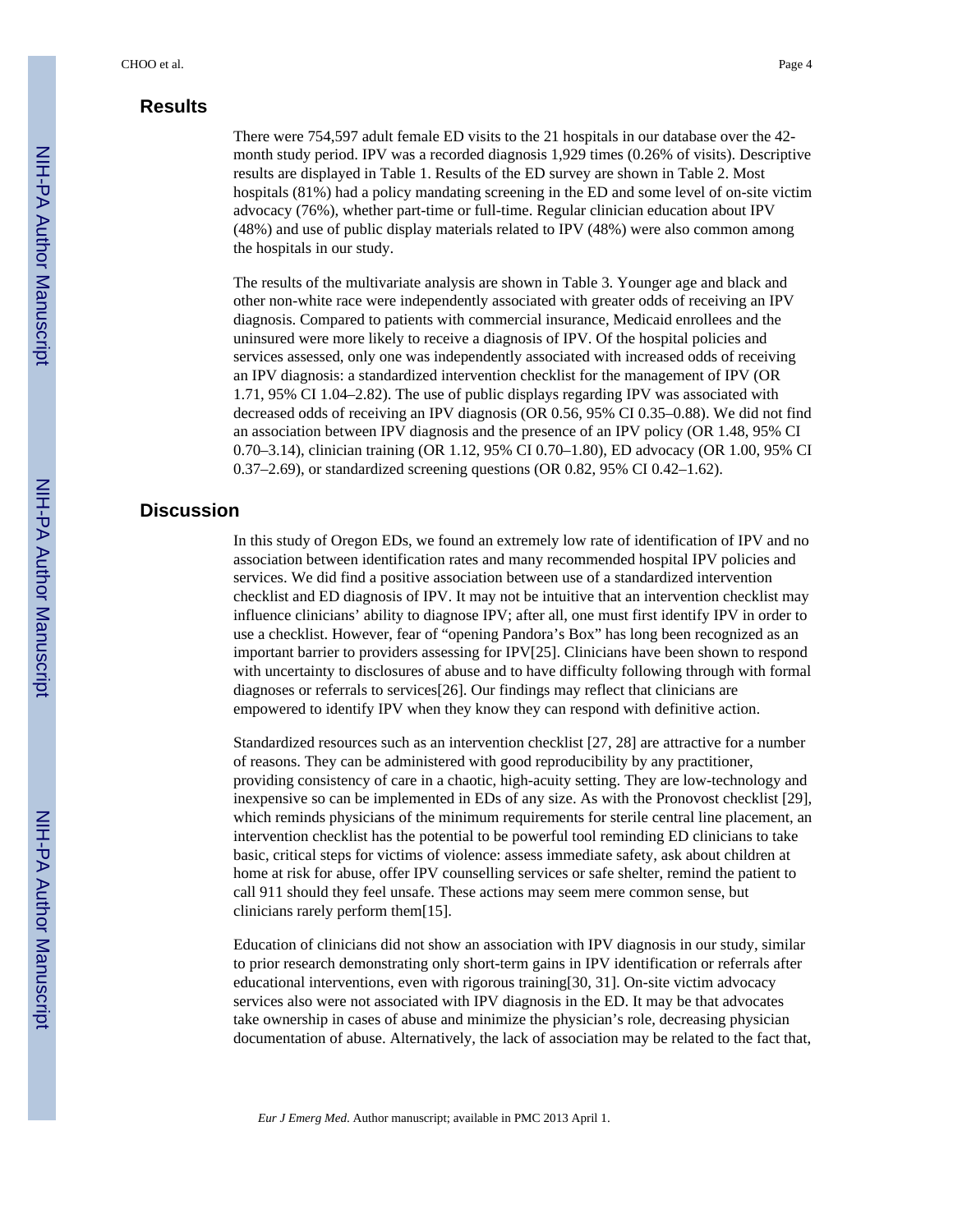## Results

There were 754,597 adult female ED visits to the 21 hospitals in our database over the 42-month study period. IPV was a recorded diagnosis 1,929 times (0.26% of visits). Descriptive results are displayed in Table 1. Results of the ED survey are shown in Table 2. Most hospitals (81%) had a policy mandating screening in the ED and some level of on-site victim advocacy (76%), whether part-time or full-time. Regular clinician education about IPV (48%) and use of public display materials related to IPV (48%) were also common among the hospitals in our study.

The results of the multivariate analysis are shown in Table 3. Younger age and black and other non-white race were independently associated with greater odds of receiving an IPV diagnosis. Compared to patients with commercial insurance, Medicaid enrollees and the uninsured were more likely to receive a diagnosis of IPV. Of the hospital policies and services assessed, only one was independently associated with increased odds of receiving an IPV diagnosis: a standardized intervention checklist for the management of IPV (OR 1.71, 95% CI 1.04–2.82). The use of public displays regarding IPV was associated with decreased odds of receiving an IPV diagnosis (OR 0.56, 95% CI 0.35–0.88). We did not find an association between IPV diagnosis and the presence of an IPV policy (OR 1.48, 95% CI 0.70–3.14), clinician training (OR 1.12, 95% CI 0.70–1.80), ED advocacy (OR 1.00, 95% CI 0.37–2.69), or standardized screening questions (OR 0.82, 95% CI 0.42–1.62).

## Discussion

In this study of Oregon EDs, we found an extremely low rate of identification of IPV and no association between identification rates and many recommended hospital IPV policies and services. We did find a positive association between use of a standardized intervention checklist and ED diagnosis of IPV. It may not be intuitive that an intervention checklist may influence clinicians' ability to diagnose IPV; after all, one must first identify IPV in order to use a checklist. However, fear of "opening Pandora's Box" has long been recognized as an important barrier to providers assessing for IPV[25]. Clinicians have been shown to respond with uncertainty to disclosures of abuse and to have difficulty following through with formal diagnoses or referrals to services[26]. Our findings may reflect that clinicians are empowered to identify IPV when they know they can respond with definitive action.

Standardized resources such as an intervention checklist [27, 28] are attractive for a number of reasons. They can be administered with good reproducibility by any practitioner, providing consistency of care in a chaotic, high-acuity setting. They are low-technology and inexpensive so can be implemented in EDs of any size. As with the Pronovost checklist [29], which reminds physicians of the minimum requirements for sterile central line placement, an intervention checklist has the potential to be powerful tool reminding ED clinicians to take basic, critical steps for victims of violence: assess immediate safety, ask about children at home at risk for abuse, offer IPV counselling services or safe shelter, remind the patient to call 911 should they feel unsafe. These actions may seem mere common sense, but clinicians rarely perform them[15].

Education of clinicians did not show an association with IPV diagnosis in our study, similar to prior research demonstrating only short-term gains in IPV identification or referrals after educational interventions, even with rigorous training[30, 31]. On-site victim advocacy services also were not associated with IPV diagnosis in the ED. It may be that advocates take ownership in cases of abuse and minimize the physician's role, decreasing physician documentation of abuse. Alternatively, the lack of association may be related to the fact that,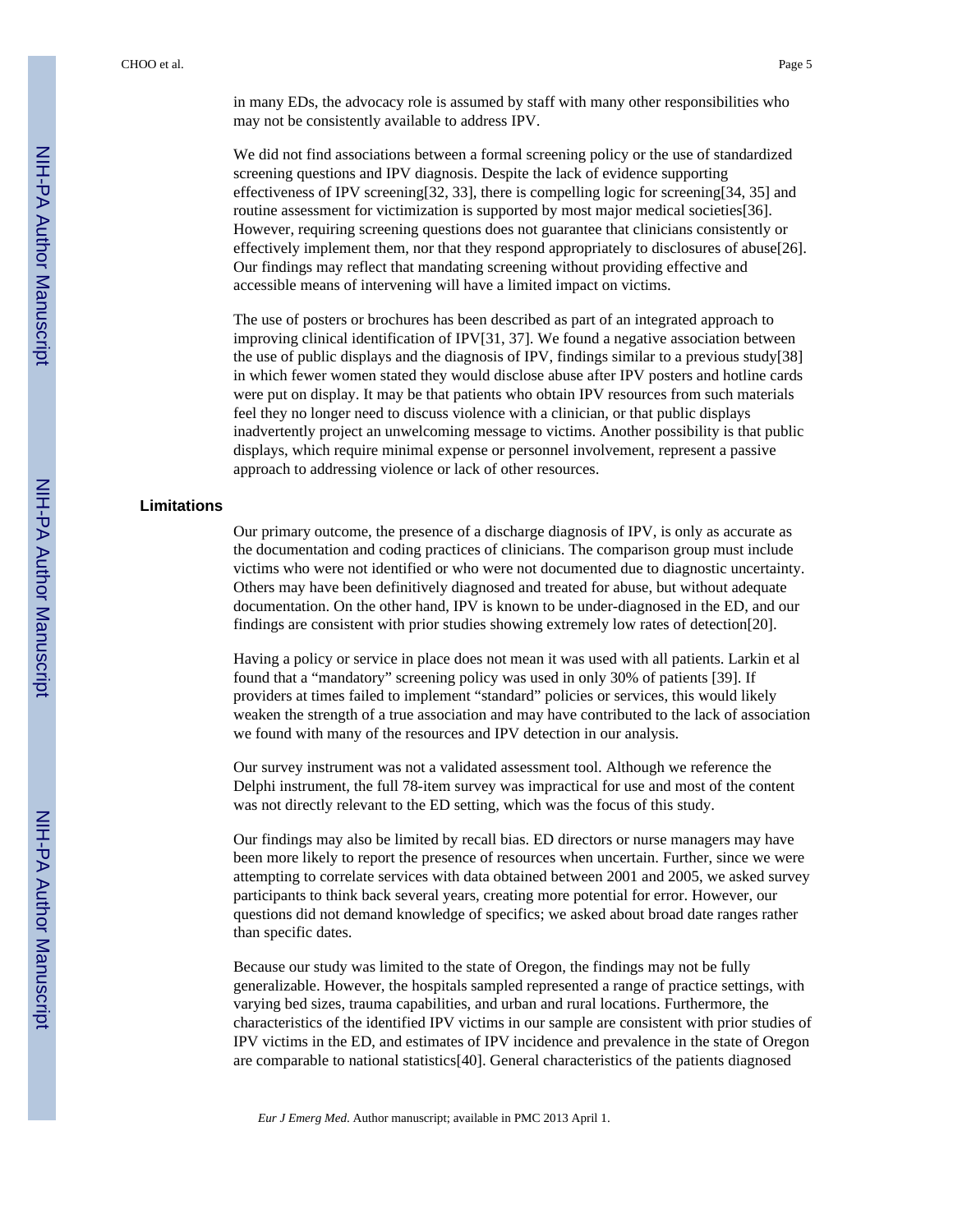in many EDs, the advocacy role is assumed by staff with many other responsibilities who may not be consistently available to address IPV.

We did not find associations between a formal screening policy or the use of standardized screening questions and IPV diagnosis. Despite the lack of evidence supporting effectiveness of IPV screening[32, 33], there is compelling logic for screening[34, 35] and routine assessment for victimization is supported by most major medical societies[36]. However, requiring screening questions does not guarantee that clinicians consistently or effectively implement them, nor that they respond appropriately to disclosures of abuse[26]. Our findings may reflect that mandating screening without providing effective and accessible means of intervening will have a limited impact on victims.

The use of posters or brochures has been described as part of an integrated approach to improving clinical identification of IPV[31, 37]. We found a negative association between the use of public displays and the diagnosis of IPV, findings similar to a previous study[38] in which fewer women stated they would disclose abuse after IPV posters and hotline cards were put on display. It may be that patients who obtain IPV resources from such materials feel they no longer need to discuss violence with a clinician, or that public displays inadvertently project an unwelcoming message to victims. Another possibility is that public displays, which require minimal expense or personnel involvement, represent a passive approach to addressing violence or lack of other resources.

### Limitations

Our primary outcome, the presence of a discharge diagnosis of IPV, is only as accurate as the documentation and coding practices of clinicians. The comparison group must include victims who were not identified or who were not documented due to diagnostic uncertainty. Others may have been definitively diagnosed and treated for abuse, but without adequate documentation. On the other hand, IPV is known to be under-diagnosed in the ED, and our findings are consistent with prior studies showing extremely low rates of detection[20].

Having a policy or service in place does not mean it was used with all patients. Larkin et al found that a "mandatory" screening policy was used in only 30% of patients [39]. If providers at times failed to implement "standard" policies or services, this would likely weaken the strength of a true association and may have contributed to the lack of association we found with many of the resources and IPV detection in our analysis.

Our survey instrument was not a validated assessment tool. Although we reference the Delphi instrument, the full 78-item survey was impractical for use and most of the content was not directly relevant to the ED setting, which was the focus of this study.

Our findings may also be limited by recall bias. ED directors or nurse managers may have been more likely to report the presence of resources when uncertain. Further, since we were attempting to correlate services with data obtained between 2001 and 2005, we asked survey participants to think back several years, creating more potential for error. However, our questions did not demand knowledge of specifics; we asked about broad date ranges rather than specific dates.

Because our study was limited to the state of Oregon, the findings may not be fully generalizable. However, the hospitals sampled represented a range of practice settings, with varying bed sizes, trauma capabilities, and urban and rural locations. Furthermore, the characteristics of the identified IPV victims in our sample are consistent with prior studies of IPV victims in the ED, and estimates of IPV incidence and prevalence in the state of Oregon are comparable to national statistics[40]. General characteristics of the patients diagnosed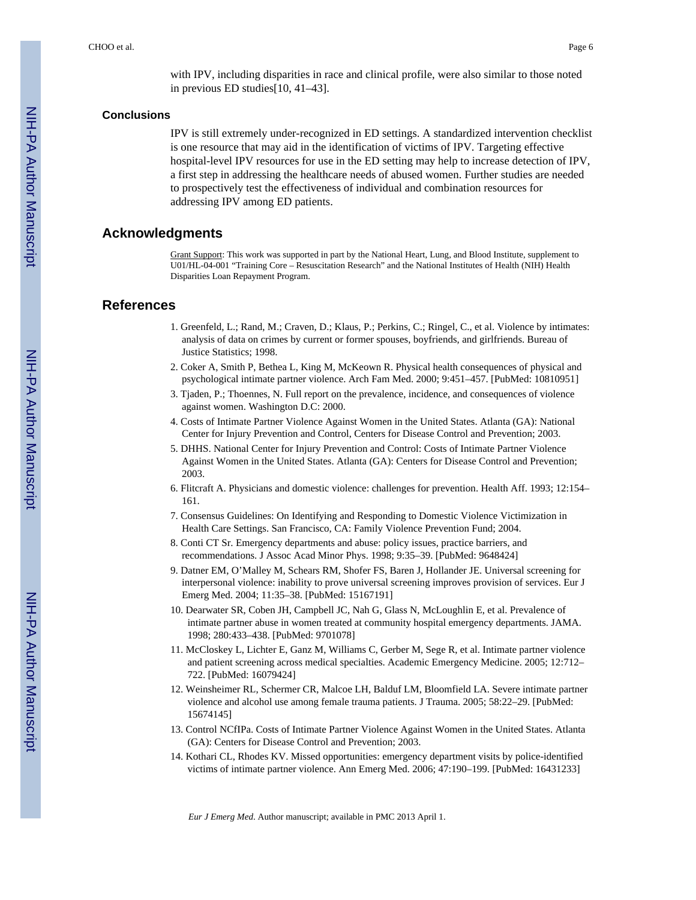with IPV, including disparities in race and clinical profile, were also similar to those noted in previous ED studies[10, 41–43].

## Conclusions

IPV is still extremely under-recognized in ED settings. A standardized intervention checklist is one resource that may aid in the identification of victims of IPV. Targeting effective hospital-level IPV resources for use in the ED setting may help to increase detection of IPV, a first step in addressing the healthcare needs of abused women. Further studies are needed to prospectively test the effectiveness of individual and combination resources for addressing IPV among ED patients.

## Acknowledgments

Grant Support: This work was supported in part by the National Heart, Lung, and Blood Institute, supplement to U01/HL-04-001 "Training Core – Resuscitation Research" and the National Institutes of Health (NIH) Health Disparities Loan Repayment Program.

## References

1. Greenfeld, L.; Rand, M.; Craven, D.; Klaus, P.; Perkins, C.; Ringel, C., et al. Violence by intimates: analysis of data on crimes by current or former spouses, boyfriends, and girlfriends. Bureau of Justice Statistics; 1998.
2. Coker A, Smith P, Bethea L, King M, McKeown R. Physical health consequences of physical and psychological intimate partner violence. Arch Fam Med. 2000; 9:451–457. [PubMed: 10810951]
3. Tjaden, P.; Thoennes, N. Full report on the prevalence, incidence, and consequences of violence against women. Washington D.C: 2000.
4. Costs of Intimate Partner Violence Against Women in the United States. Atlanta (GA): National Center for Injury Prevention and Control, Centers for Disease Control and Prevention; 2003.
5. DHHS. National Center for Injury Prevention and Control: Costs of Intimate Partner Violence Against Women in the United States. Atlanta (GA): Centers for Disease Control and Prevention; 2003.
6. Flitcraft A. Physicians and domestic violence: challenges for prevention. Health Aff. 1993; 12:154–161.
7. Consensus Guidelines: On Identifying and Responding to Domestic Violence Victimization in Health Care Settings. San Francisco, CA: Family Violence Prevention Fund; 2004.
8. Conti CT Sr. Emergency departments and abuse: policy issues, practice barriers, and recommendations. J Assoc Acad Minor Phys. 1998; 9:35–39. [PubMed: 9648424]
9. Datner EM, O'Malley M, Schears RM, Shofer FS, Baren J, Hollander JE. Universal screening for interpersonal violence: inability to prove universal screening improves provision of services. Eur J Emerg Med. 2004; 11:35–38. [PubMed: 15167191]
10. Dearwater SR, Coben JH, Campbell JC, Nah G, Glass N, McLoughlin E, et al. Prevalence of intimate partner abuse in women treated at community hospital emergency departments. JAMA. 1998; 280:433–438. [PubMed: 9701078]
11. McCloskey L, Lichter E, Ganz M, Williams C, Gerber M, Sege R, et al. Intimate partner violence and patient screening across medical specialties. Academic Emergency Medicine. 2005; 12:712–722. [PubMed: 16079424]
12. Weinsheimer RL, Schermer CR, Malcoe LH, Balduf LM, Bloomfield LA. Severe intimate partner violence and alcohol use among female trauma patients. J Trauma. 2005; 58:22–29. [PubMed: 15674145]
13. Control NCfIPa. Costs of Intimate Partner Violence Against Women in the United States. Atlanta (GA): Centers for Disease Control and Prevention; 2003.
14. Kothari CL, Rhodes KV. Missed opportunities: emergency department visits by police-identified victims of intimate partner violence. Ann Emerg Med. 2006; 47:190–199. [PubMed: 16431233]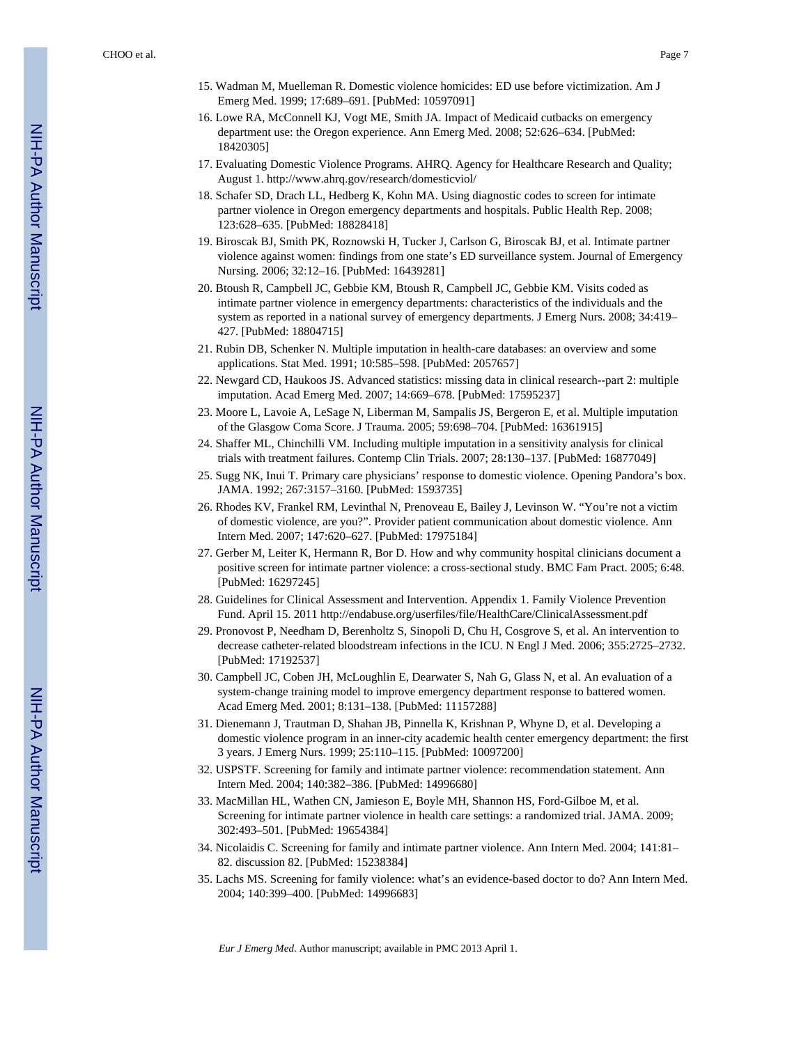15. Wadman M, Muelleman R. Domestic violence homicides: ED use before victimization. Am J Emerg Med. 1999; 17:689–691. [PubMed: 10597091]
16. Lowe RA, McConnell KJ, Vogt ME, Smith JA. Impact of Medicaid cutbacks on emergency department use: the Oregon experience. Ann Emerg Med. 2008; 52:626–634. [PubMed: 18420305]
17. Evaluating Domestic Violence Programs. AHRQ. Agency for Healthcare Research and Quality; August 1. http://www.ahrq.gov/research/domesticviol/
18. Schafer SD, Drach LL, Hedberg K, Kohn MA. Using diagnostic codes to screen for intimate partner violence in Oregon emergency departments and hospitals. Public Health Rep. 2008; 123:628–635. [PubMed: 18828418]
19. Biroscak BJ, Smith PK, Roznowski H, Tucker J, Carlson G, Biroscak BJ, et al. Intimate partner violence against women: findings from one state's ED surveillance system. Journal of Emergency Nursing. 2006; 32:12–16. [PubMed: 16439281]
20. Btoush R, Campbell JC, Gebbie KM, Btoush R, Campbell JC, Gebbie KM. Visits coded as intimate partner violence in emergency departments: characteristics of the individuals and the system as reported in a national survey of emergency departments. J Emerg Nurs. 2008; 34:419–427. [PubMed: 18804715]
21. Rubin DB, Schenker N. Multiple imputation in health-care databases: an overview and some applications. Stat Med. 1991; 10:585–598. [PubMed: 2057657]
22. Newgard CD, Haukoos JS. Advanced statistics: missing data in clinical research--part 2: multiple imputation. Acad Emerg Med. 2007; 14:669–678. [PubMed: 17595237]
23. Moore L, Lavoie A, LeSage N, Liberman M, Sampalis JS, Bergeron E, et al. Multiple imputation of the Glasgow Coma Score. J Trauma. 2005; 59:698–704. [PubMed: 16361915]
24. Shaffer ML, Chinchilli VM. Including multiple imputation in a sensitivity analysis for clinical trials with treatment failures. Contemp Clin Trials. 2007; 28:130–137. [PubMed: 16877049]
25. Sugg NK, Inui T. Primary care physicians' response to domestic violence. Opening Pandora's box. JAMA. 1992; 267:3157–3160. [PubMed: 1593735]
26. Rhodes KV, Frankel RM, Levinthal N, Prenoveau E, Bailey J, Levinson W. "You're not a victim of domestic violence, are you?". Provider patient communication about domestic violence. Ann Intern Med. 2007; 147:620–627. [PubMed: 17975184]
27. Gerber M, Leiter K, Hermann R, Bor D. How and why community hospital clinicians document a positive screen for intimate partner violence: a cross-sectional study. BMC Fam Pract. 2005; 6:48. [PubMed: 16297245]
28. Guidelines for Clinical Assessment and Intervention. Appendix 1. Family Violence Prevention Fund. April 15. 2011 http://endabuse.org/userfiles/file/HealthCare/ClinicalAssessment.pdf
29. Pronovost P, Needham D, Berenholtz S, Sinopoli D, Chu H, Cosgrove S, et al. An intervention to decrease catheter-related bloodstream infections in the ICU. N Engl J Med. 2006; 355:2725–2732. [PubMed: 17192537]
30. Campbell JC, Coben JH, McLoughlin E, Dearwater S, Nah G, Glass N, et al. An evaluation of a system-change training model to improve emergency department response to battered women. Acad Emerg Med. 2001; 8:131–138. [PubMed: 11157288]
31. Dienemann J, Trautman D, Shahan JB, Pinnella K, Krishnan P, Whyne D, et al. Developing a domestic violence program in an inner-city academic health center emergency department: the first 3 years. J Emerg Nurs. 1999; 25:110–115. [PubMed: 10097200]
32. USPSTF. Screening for family and intimate partner violence: recommendation statement. Ann Intern Med. 2004; 140:382–386. [PubMed: 14996680]
33. MacMillan HL, Wathen CN, Jamieson E, Boyle MH, Shannon HS, Ford-Gilboe M, et al. Screening for intimate partner violence in health care settings: a randomized trial. JAMA. 2009; 302:493–501. [PubMed: 19654384]
34. Nicolaidis C. Screening for family and intimate partner violence. Ann Intern Med. 2004; 141:81–82. discussion 82. [PubMed: 15238384]
35. Lachs MS. Screening for family violence: what's an evidence-based doctor to do? Ann Intern Med. 2004; 140:399–400. [PubMed: 14996683]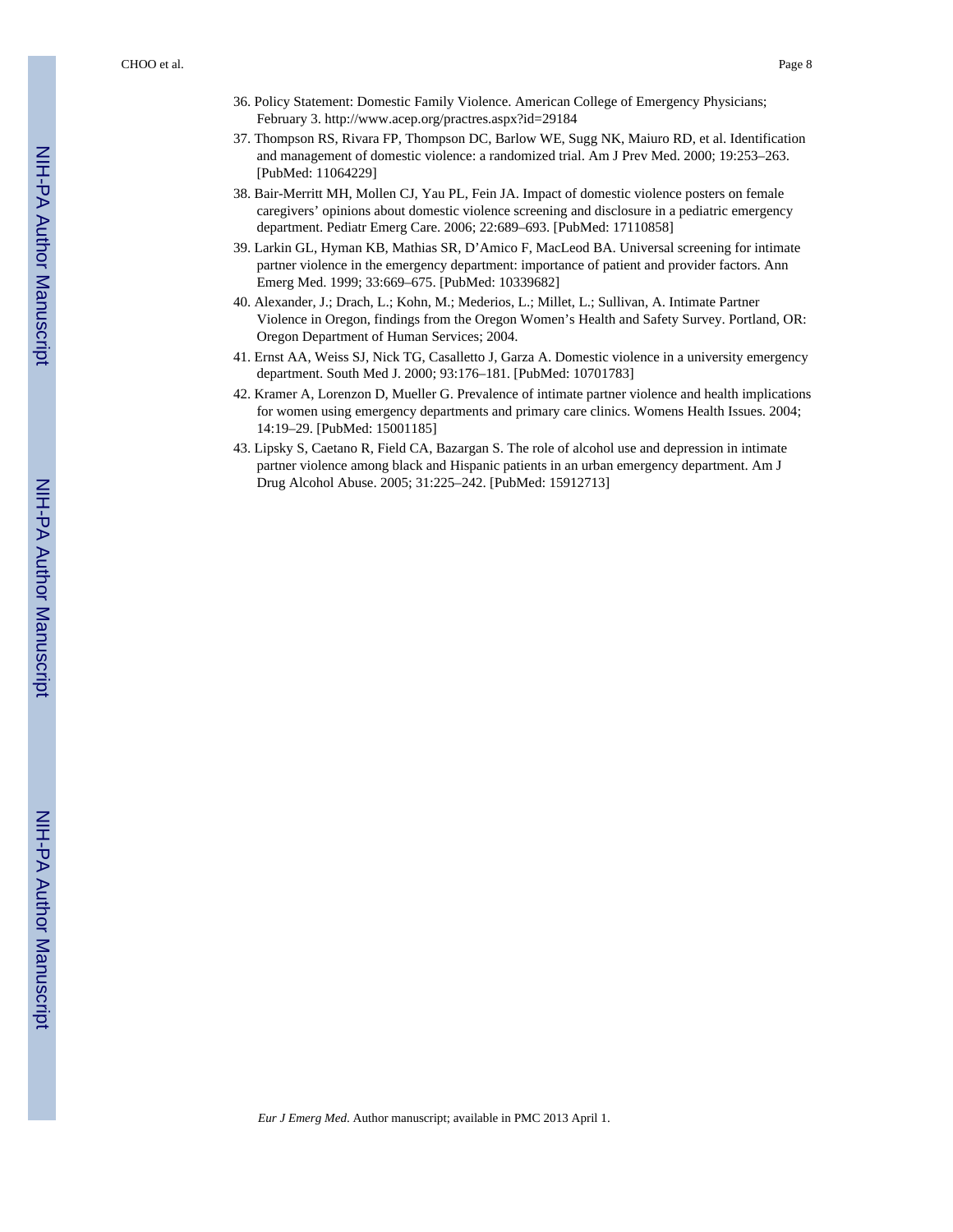36. Policy Statement: Domestic Family Violence. American College of Emergency Physicians; February 3. http://www.acep.org/practres.aspx?id=29184
37. Thompson RS, Rivara FP, Thompson DC, Barlow WE, Sugg NK, Maiuro RD, et al. Identification and management of domestic violence: a randomized trial. Am J Prev Med. 2000; 19:253–263. [PubMed: 11064229]
38. Bair-Merritt MH, Mollen CJ, Yau PL, Fein JA. Impact of domestic violence posters on female caregivers' opinions about domestic violence screening and disclosure in a pediatric emergency department. Pediatr Emerg Care. 2006; 22:689–693. [PubMed: 17110858]
39. Larkin GL, Hyman KB, Mathias SR, D'Amico F, MacLeod BA. Universal screening for intimate partner violence in the emergency department: importance of patient and provider factors. Ann Emerg Med. 1999; 33:669–675. [PubMed: 10339682]
40. Alexander, J.; Drach, L.; Kohn, M.; Mederios, L.; Millet, L.; Sullivan, A. Intimate Partner Violence in Oregon, findings from the Oregon Women's Health and Safety Survey. Portland, OR: Oregon Department of Human Services; 2004.
41. Ernst AA, Weiss SJ, Nick TG, Casalletto J, Garza A. Domestic violence in a university emergency department. South Med J. 2000; 93:176–181. [PubMed: 10701783]
42. Kramer A, Lorenzon D, Mueller G. Prevalence of intimate partner violence and health implications for women using emergency departments and primary care clinics. Womens Health Issues. 2004; 14:19–29. [PubMed: 15001185]
43. Lipsky S, Caetano R, Field CA, Bazargan S. The role of alcohol use and depression in intimate partner violence among black and Hispanic patients in an urban emergency department. Am J Drug Alcohol Abuse. 2005; 31:225–242. [PubMed: 15912713]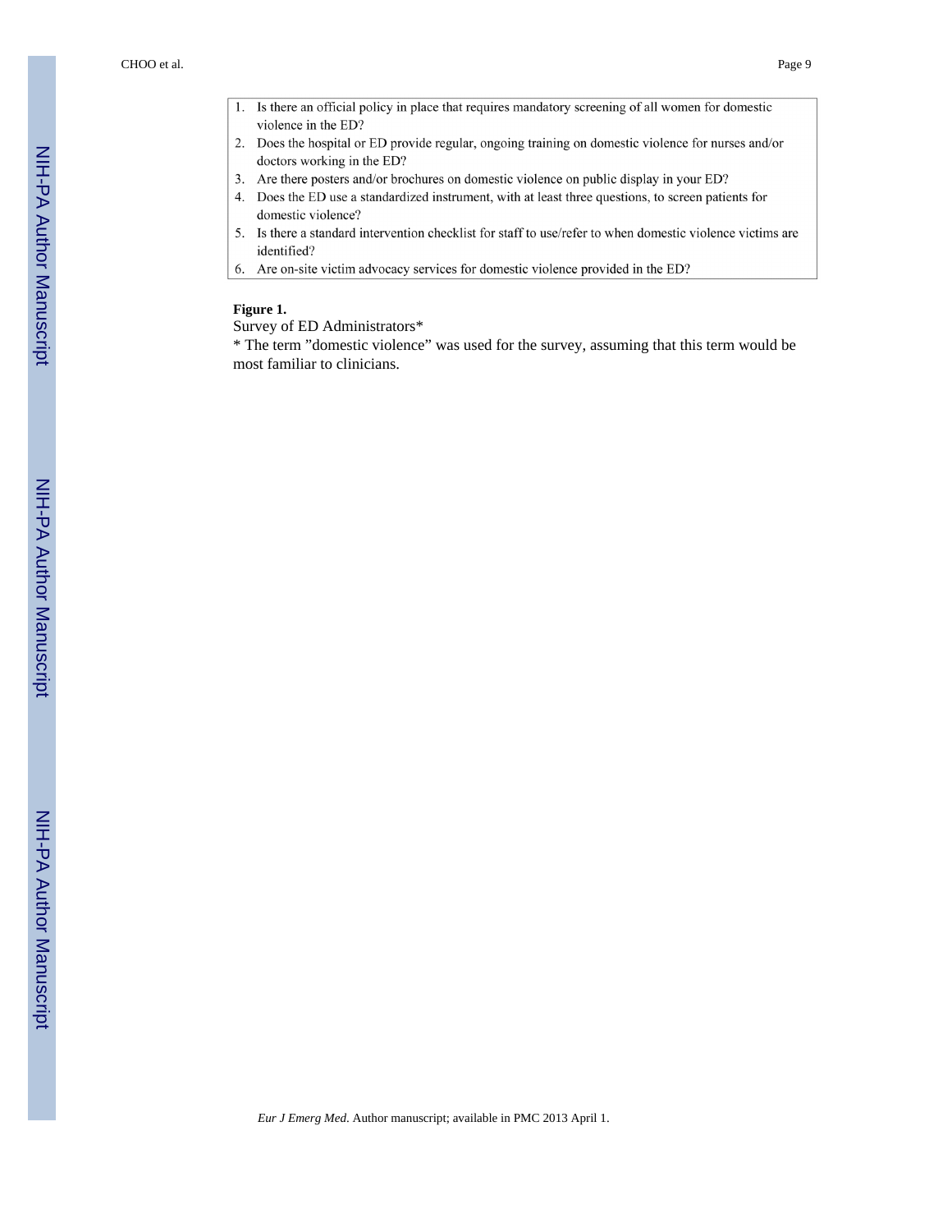1. Is there an official policy in place that requires mandatory screening of all women for domestic violence in the ED?
2. Does the hospital or ED provide regular, ongoing training on domestic violence for nurses and/or doctors working in the ED?
3. Are there posters and/or brochures on domestic violence on public display in your ED?
4. Does the ED use a standardized instrument, with at least three questions, to screen patients for domestic violence?
5. Is there a standard intervention checklist for staff to use/refer to when domestic violence victims are identified?
6. Are on-site victim advocacy services for domestic violence provided in the ED?

**Figure 1.**

Survey of ED Administrators*

* The term "domestic violence" was used for the survey, assuming that this term would be most familiar to clinicians.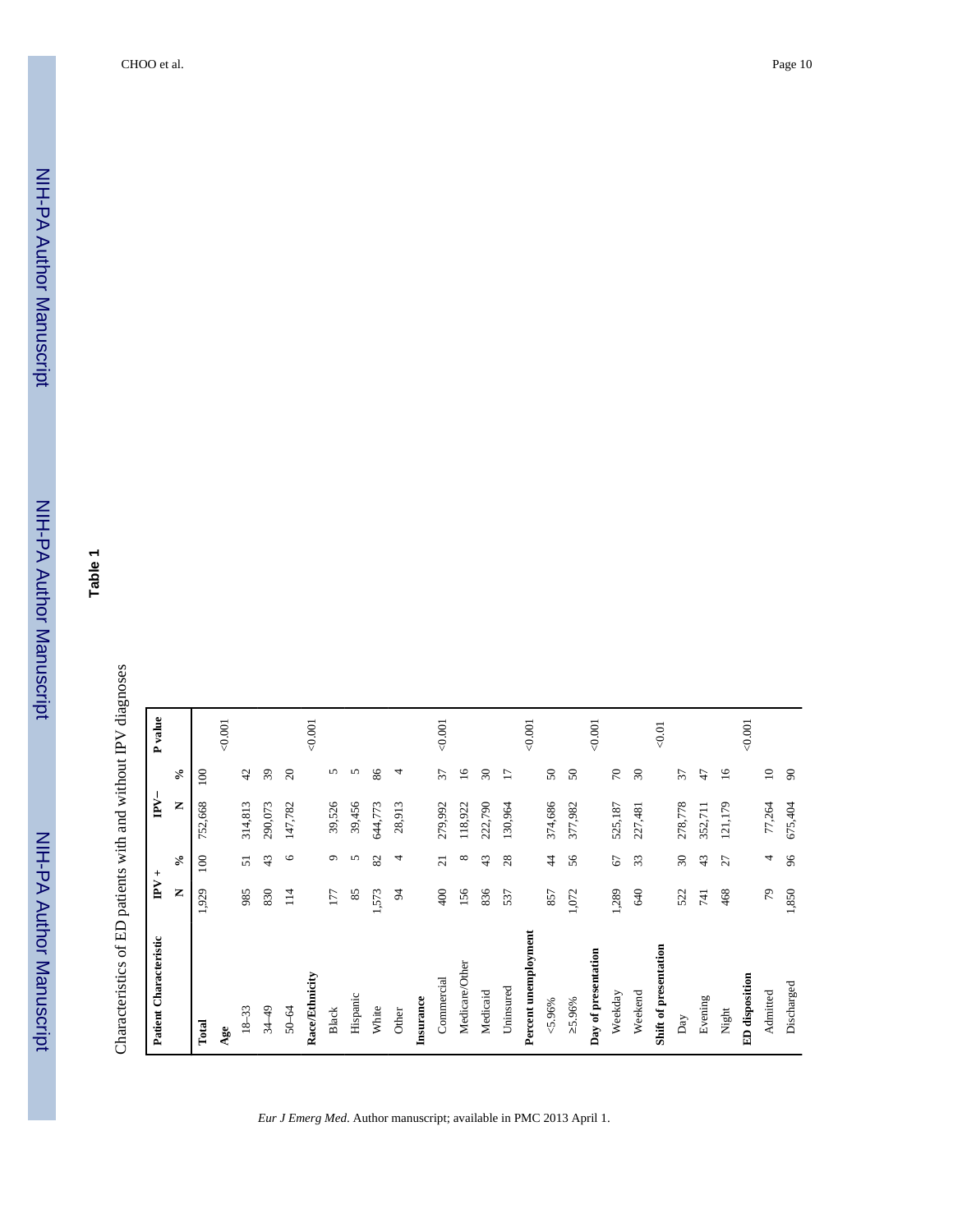**Table 1**

Characteristics of ED patients with and without IPV diagnoses

| Patient Characteristic | IPV + | | IPV− | | P value |
|---|---|---|---|---|---|
| | N | % | N | % | |
| **Total** | 1,929 | 100 | 752,668 | 100 | |
| **Age** | | | | | <0.001 |
| 18–33 | 985 | 51 | 314,813 | 42 | |
| 34–49 | 830 | 43 | 290,073 | 39 | |
| 50–64 | 114 | 6 | 147,782 | 20 | |
| **Race/Ethnicity** | | | | | <0.001 |
| Black | 177 | 9 | 39,526 | 5 | |
| Hispanic | 85 | 5 | 39,456 | 5 | |
| White | 1,573 | 82 | 644,773 | 86 | |
| Other | 94 | 4 | 28,913 | 4 | |
| **Insurance** | | | | | <0.001 |
| Commercial | 400 | 21 | 279,992 | 37 | |
| Medicare/Other | 156 | 8 | 118,922 | 16 | |
| Medicaid | 836 | 43 | 222,790 | 30 | |
| Uninsured | 537 | 28 | 130,964 | 17 | |
| **Percent unemployment** | | | | | <0.001 |
| <5.96% | 857 | 44 | 374,686 | 50 | |
| ≥5.96% | 1,072 | 56 | 377,982 | 50 | |
| **Day of presentation** | | | | | <0.001 |
| Weekday | 1,289 | 67 | 525,187 | 70 | |
| Weekend | 640 | 33 | 227,481 | 30 | |
| **Shift of presentation** | | | | | <0.01 |
| Day | 522 | 30 | 278,778 | 37 | |
| Evening | 741 | 43 | 352,711 | 47 | |
| Night | 468 | 27 | 121,179 | 16 | |
| **ED disposition** | | | | | <0.001 |
| Admitted | 79 | 4 | 77,264 | 10 | |
| Discharged | 1,850 | 96 | 675,404 | 90 | |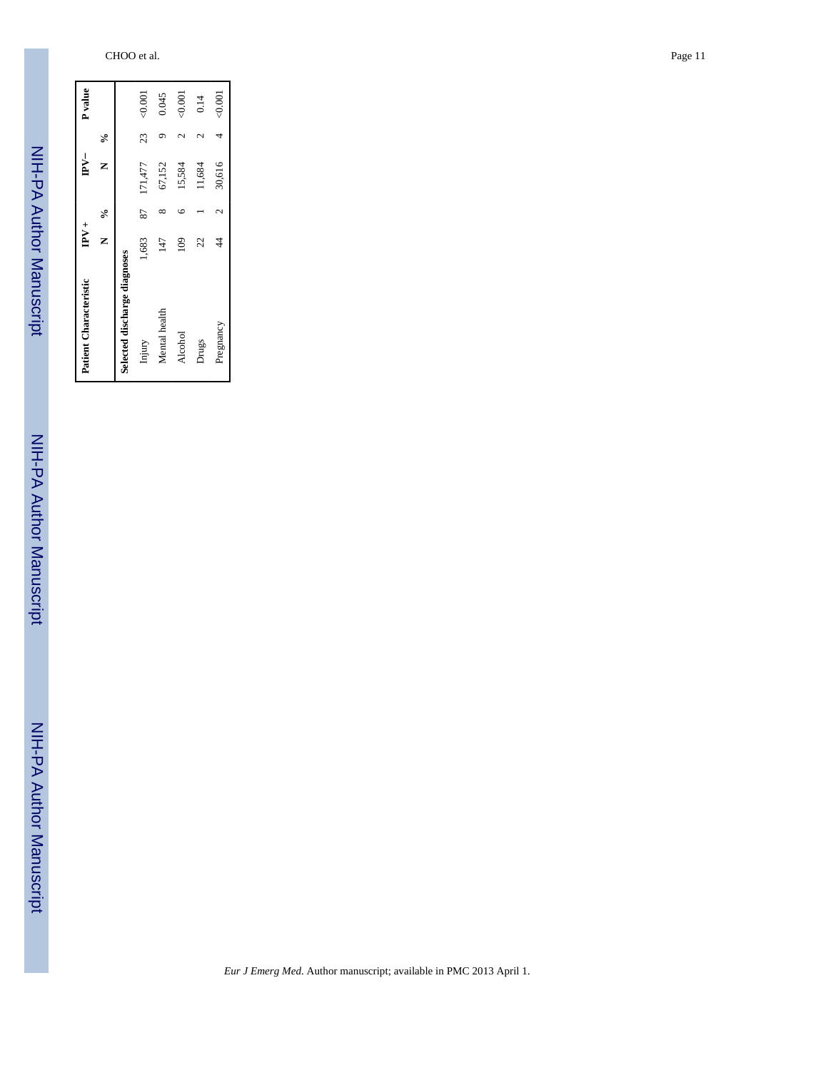| Patient Characteristic | IPV + | | IPV− | | P value |
|---|---|---|---|---|---|
| | N | % | N | % | |
| **Selected discharge diagnoses** | | | | | |
| Injury | 1,683 | 87 | 171,477 | 23 | <0.001 |
| Mental health | 147 | 8 | 67,152 | 9 | 0.045 |
| Alcohol | 109 | 6 | 15,584 | 2 | <0.001 |
| Drugs | 22 | 1 | 11,684 | 2 | 0.14 |
| Pregnancy | 44 | 2 | 30,616 | 4 | <0.001 |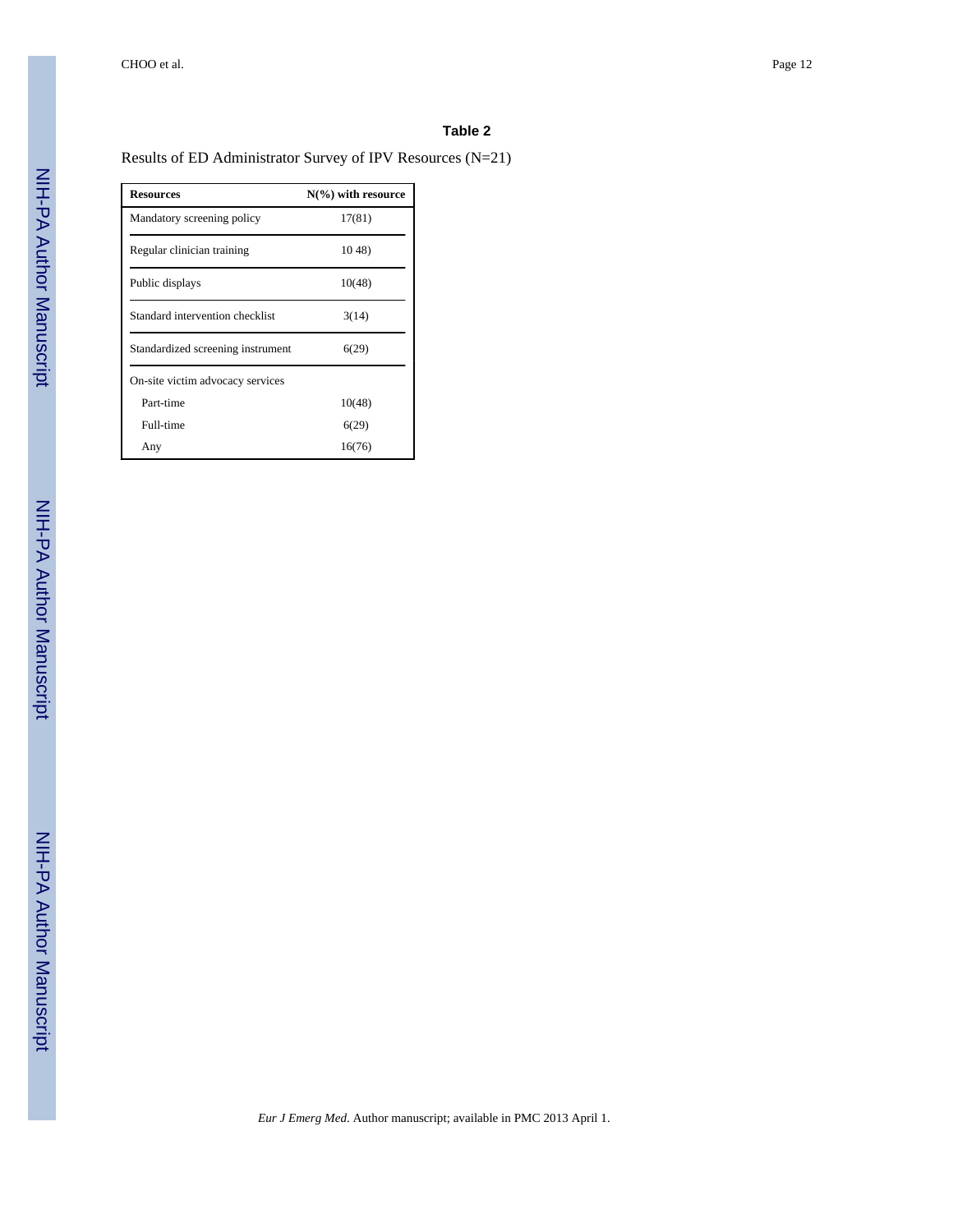**Table 2**

Results of ED Administrator Survey of IPV Resources (N=21)

| Resources | N(%) with resource |
|---|---|
| Mandatory screening policy | 17(81) |
| Regular clinician training | 10 48) |
| Public displays | 10(48) |
| Standard intervention checklist | 3(14) |
| Standardized screening instrument | 6(29) |
| On-site victim advocacy services | |
| Part-time | 10(48) |
| Full-time | 6(29) |
| Any | 16(76) |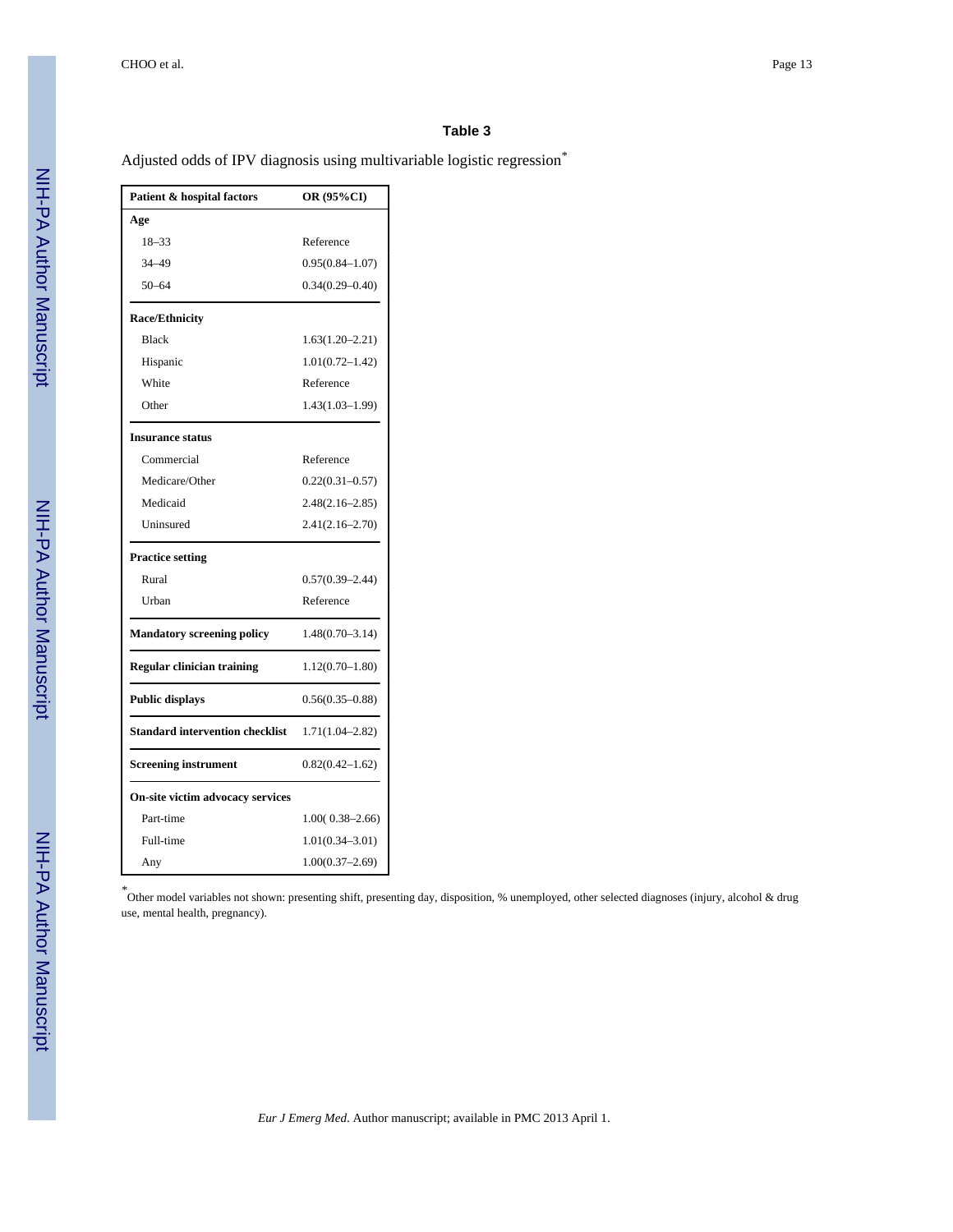## Table 3

Adjusted odds of IPV diagnosis using multivariable logistic regression*

| Patient & hospital factors | OR (95%CI) |
|---|---|
| **Age** | |
| 18–33 | Reference |
| 34–49 | 0.95(0.84–1.07) |
| 50–64 | 0.34(0.29–0.40) |
| **Race/Ethnicity** | |
| Black | 1.63(1.20–2.21) |
| Hispanic | 1.01(0.72–1.42) |
| White | Reference |
| Other | 1.43(1.03–1.99) |
| **Insurance status** | |
| Commercial | Reference |
| Medicare/Other | 0.22(0.31–0.57) |
| Medicaid | 2.48(2.16–2.85) |
| Uninsured | 2.41(2.16–2.70) |
| **Practice setting** | |
| Rural | 0.57(0.39–2.44) |
| Urban | Reference |
| **Mandatory screening policy** | 1.48(0.70–3.14) |
| **Regular clinician training** | 1.12(0.70–1.80) |
| **Public displays** | 0.56(0.35–0.88) |
| **Standard intervention checklist** | 1.71(1.04–2.82) |
| **Screening instrument** | 0.82(0.42–1.62) |
| **On-site victim advocacy services** | |
| Part-time | 1.00( 0.38–2.66) |
| Full-time | 1.01(0.34–3.01) |
| Any | 1.00(0.37–2.69) |

*Other model variables not shown: presenting shift, presenting day, disposition, % unemployed, other selected diagnoses (injury, alcohol & drug use, mental health, pregnancy).